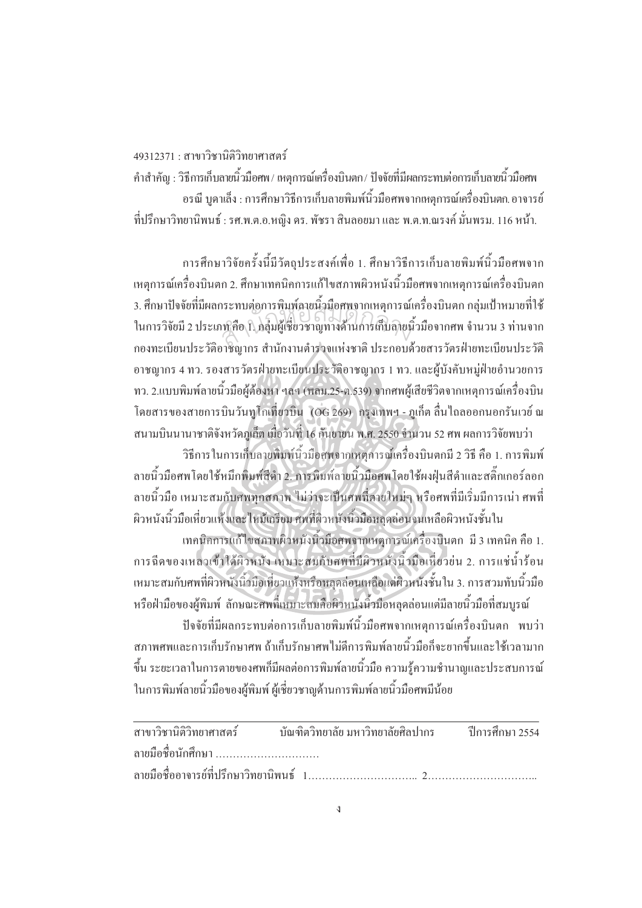49312371 : สาขาวิชานิติวิทยาศาสตร์

คำสำคัญ : วิธีการเก็บลายนิ้วมือศพ / เหตุการณ์เครื่องบินตก / ปัจจัยที่มีผลกระทบต่อการเก็บลายนิ้วมือศพ

อรณี บูดาเล็ง : การศึกษาวิธีการเก็บลายพิมพ์นิ้วมือศพจากเหตุการณ์เครื่องบินตก. อาจารย์ที่ปรึกษาวิทยานิพนธ์ : รศ.พ.ต.อ.หญิง ดร. พัชรา สินลอยมา และ พ.ต.ท.ณรงค์ มั่นพรม. 116 หน้า.

การศึกษาวิจัยครั้งนี้มีวัตถุประสงค์เพื่อ 1. ศึกษาวิธีการเก็บลายพิมพ์นิ้วมือศพจากเหตุการณ์เครื่องบินตก 2. ศึกษาเทคนิคการแก้ไขสภาพผิวหนังนิ้วมือศพจากเหตุการณ์เครื่องบินตก 3. ศึกษาปัจจัยที่มีผลกระทบต่อการพิมพ์ลายนิ้วมือศพจากเหตุการณ์เครื่องบินตก กลุ่มเป้าหมายที่ใช้ในการวิจัยมี 2 ประเภท คือ 1. กลุ่มผู้เชี่ยวชาญทางด้านการเก็บลายนิ้วมือจากศพ จำนวน 3 ท่านจากกองทะเบียนประวัติอาชญากร สำนักงานตำรวจแห่งชาติ ประกอบด้วยสารวัตรฝ่ายทะเบียนประวัติอาชญากร 4 ทว. รองสารวัตรฝ่ายทะเบียนประวัติอาชญากร 1 ทว. และผู้บังคับหมู่ฝ่ายอำนวยการ ทว. 2.แบบพิมพ์ลายนิ้วมือผู้ต้องหา ฯลฯ (พลม.25-ต.539) จากศพผู้เสียชีวิตจากเหตุการณ์เครื่องบินโดยสารของสายการบินวันทูโกเที่ยวบิน (OG 269) กรุงเทพฯ - ภูเก็ต ลื่นไถลออกนอกรันเวย์ ณ สนามบินนานาชาติจังหวัดภูเก็ต เมื่อวันที่ 16 กันยายน พ.ศ. 2550 จำนวน 52 ศพ ผลการวิจัยพบว่า

วิธีการในการเก็บลายพิมพ์นิ้วมือศพจากเหตุการณ์เครื่องบินตกมี 2 วิธี คือ 1. การพิมพ์ลายนิ้วมือศพโดยใช้หมึกพิมพ์สีดำ 2. การพิมพ์ลายนิ้วมือศพโดยใช้ผงฝุ่นสีดำและสติ๊กเกอร์ลอกลายนิ้วมือ เหมาะสมกับศพทุกสภาพ ไม่ว่าจะเป็นศพที่ตายใหม่ๆ หรือศพที่มีเริ่มมีการเน่า ศพที่ผิวหนังนิ้วมือเหี่ยวแห้งและไหม้เกรียม ศพที่ผิวหนังนิ้วมือหลุดล่อนจนเหลือผิวหนังชั้นใน

เทคนิคการแก้ไขสภาพผิวหนังนิ้วมือศพจากเหตุการณ์เครื่องบินตก มี 3 เทคนิค คือ 1. การฉีดของเหลวเข้าใต้ผิวหนัง เหมาะสมกับศพที่มีผิวหนังนิ้วมือเหี่ยวย่น 2. การแช่น้ำร้อน เหมาะสมกับศพที่ผิวหนังนิ้วมือเหี่ยวแห้งหรือหลุดล่อนเหลือแต่ผิวหนังชั้นใน 3. การสวมทับนิ้วมือหรือฝ่ามือของผู้พิมพ์ ลักษณะศพที่เหมาะสมคือผิวหนังนิ้วมือหลุดล่อนแต่มีลายนิ้วมือที่สมบูรณ์

ปัจจัยที่มีผลกระทบต่อการเก็บลายพิมพ์นิ้วมือศพจากเหตุการณ์เครื่องบินตก พบว่า สภาพศพและการเก็บรักษาศพ ถ้าเก็บรักษาศพไม่ดีการพิมพ์ลายนิ้วมือก็จะยากขึ้นและใช้เวลามากขึ้น ระยะเวลาในการตายของศพก็มีผลต่อการพิมพ์ลายนิ้วมือ ความรู้ความชำนาญและประสบการณ์ในการพิมพ์ลายนิ้วมือของผู้พิมพ์ ผู้เชี่ยวชาญด้านการพิมพ์ลายนิ้วมือศพมีน้อย

---

สาขาวิชานิติวิทยาศาสตร์ บัณฑิตวิทยาลัย มหาวิทยาลัยศิลปากร ปีการศึกษา 2554

ลายมือชื่อนักศึกษา ……………………………

ลายมือชื่ออาจารย์ที่ปรึกษาวิทยานิพนธ์ 1………………………….. 2…………………………..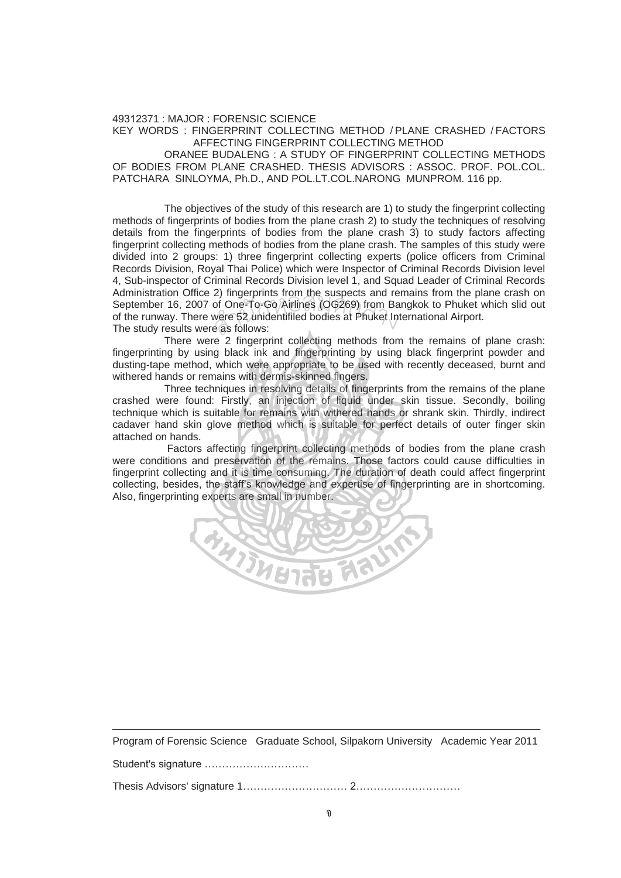49312371 : MAJOR : FORENSIC SCIENCE

KEY WORDS : FINGERPRINT COLLECTING METHOD / PLANE CRASHED / FACTORS AFFECTING FINGERPRINT COLLECTING METHOD

ORANEE BUDALENG : A STUDY OF FINGERPRINT COLLECTING METHODS OF BODIES FROM PLANE CRASHED. THESIS ADVISORS : ASSOC. PROF. POL.COL. PATCHARA SINLOYMA, Ph.D., AND POL.LT.COL.NARONG MUNPROM. 116 pp.

The objectives of the study of this research are 1) to study the fingerprint collecting methods of fingerprints of bodies from the plane crash 2) to study the techniques of resolving details from the fingerprints of bodies from the plane crash 3) to study factors affecting fingerprint collecting methods of bodies from the plane crash. The samples of this study were divided into 2 groups: 1) three fingerprint collecting experts (police officers from Criminal Records Division, Royal Thai Police) which were Inspector of Criminal Records Division level 4, Sub-inspector of Criminal Records Division level 1, and Squad Leader of Criminal Records Administration Office 2) fingerprints from the suspects and remains from the plane crash on September 16, 2007 of One-To-Go Airlines (OG269) from Bangkok to Phuket which slid out of the runway. There were 52 unidentifiled bodies at Phuket International Airport.

The study results were as follows:

There were 2 fingerprint collecting methods from the remains of plane crash: fingerprinting by using black ink and fingerprinting by using black fingerprint powder and dusting-tape method, which were appropriate to be used with recently deceased, burnt and withered hands or remains with dermis-skinned fingers.

Three techniques in resolving details of fingerprints from the remains of the plane crashed were found: Firstly, an injection of liquid under skin tissue. Secondly, boiling technique which is suitable for remains with withered hands or shrank skin. Thirdly, indirect cadaver hand skin glove method which is suitable for perfect details of outer finger skin attached on hands.

Factors affecting fingerprint collecting methods of bodies from the plane crash were conditions and preservation of the remains. Those factors could cause difficulties in fingerprint collecting and it is time consuming. The duration of death could affect fingerprint collecting, besides, the staff's knowledge and expertise of fingerprinting are in shortcoming. Also, fingerprinting experts are small in number.

---

Program of Forensic Science Graduate School, Silpakorn University Academic Year 2011

Student's signature ………………………….

Thesis Advisors' signature 1………………………… 2…………………………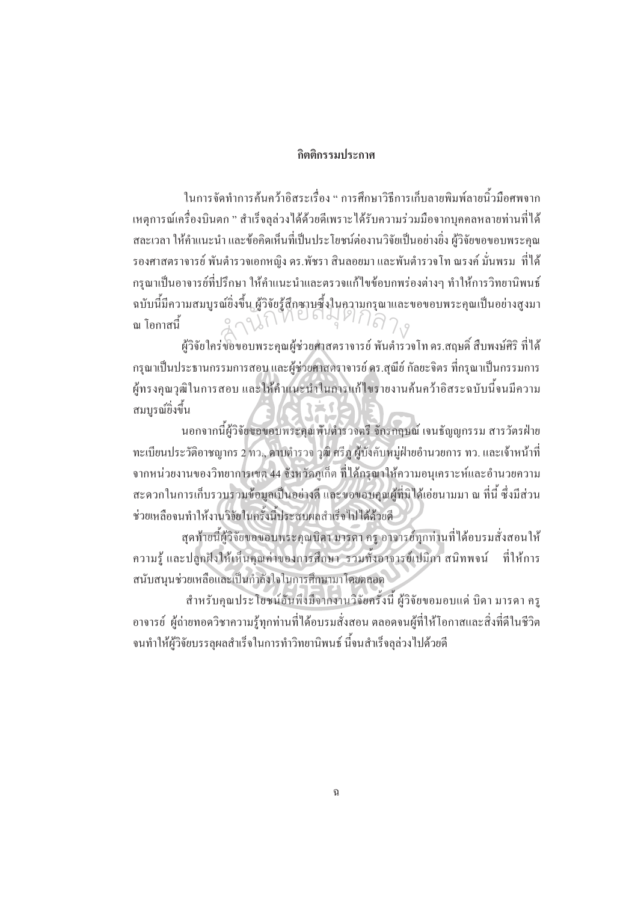## กิตติกรรมประกาศ

ในการจัดทำการค้นคว้าอิสระเรื่อง " การศึกษาวิธีการเก็บลายพิมพ์ลายนิ้วมือศพจากเหตุการณ์เครื่องบินตก " สำเร็จลุล่วงได้ด้วยดีเพราะได้รับความร่วมมือจากบุคคลหลายท่านที่ได้สละเวลา ให้คำแนะนำ และข้อคิดเห็นที่เป็นประโยชน์ต่องานวิจัยเป็นอย่างยิ่ง ผู้วิจัยขอขอบพระคุณ รองศาสตราจารย์ พันตำรวจเอกหญิง ดร.พัชรา สินลอยมา และพันตำรวจโท ณรงค์ มั่นพรม ที่ได้กรุณาเป็นอาจารย์ที่ปรึกษา ให้คำแนะนำและตรวจแก้ไขข้อบกพร่องต่างๆ ทำให้การวิทยานิพนธ์ฉบับนี้มีความสมบูรณ์ยิ่งขึ้น ผู้วิจัยรู้สึกซาบซึ้งในความกรุณาและขอขอบพระคุณเป็นอย่างสูงมา ณ โอกาสนี้

ผู้วิจัยใคร่ขอขอบพระคุณผู้ช่วยศาสตราจารย์ พันตำรวจโท ดร.สฤษดิ์ สืบพงษ์ศิริ ที่ได้กรุณาเป็นประธานกรรมการสอบ และผู้ช่วยศาสตราจารย์ ดร.สุณีย์ กัลยะจิตร ที่กรุณาเป็นกรรมการผู้ทรงคุณวุฒิในการสอบ และให้คำแนะนำในการแก้ไขรายงานค้นคว้าอิสระฉบับนี้จนมีความสมบูรณ์ยิ่งขึ้น

นอกจากนี้ผู้วิจัยขอขอบพระคุณพันตำรวจตรี จักรกฤษณ์ เจนธัญญกรรม สารวัตรฝ่ายทะเบียนประวัติอาชญากร 2 ทว., ดาบตำรวจ วุฒิ ศรีภู ผู้บังคับหมู่ฝ่ายอำนวยการ ทว. และเจ้าหน้าที่จากหน่วยงานของวิทยาการเขต 44 จังหวัดภูเก็ต ที่ได้กรุณาให้ความอนุเคราะห์และอำนวยความสะดวกในการเก็บรวบรวมข้อมูลเป็นอย่างดี และขอขอบคุณผู้ที่มิได้เอ่ยนามมา ณ ที่นี้ ซึ่งมีส่วนช่วยเหลือจนทำให้งานวิจัยในครั้งนี้ประสบผลสำเร็จไปได้ด้วยดี

สุดท้ายนี้ผู้วิจัยขอขอบพระคุณบิดา มารดา ครู อาจารย์ทุกท่านที่ได้อบรมสั่งสอนให้ความรู้ และปลูกฝังให้เห็นคุณค่าของการศึกษา รวมทั้งอาจารย์เปมิกา สนิทพจน์ ที่ให้การสนับสนุนช่วยเหลือและเป็นกำลังใจในการศึกษามาโดยตลอด

สำหรับคุณประโยชน์อันพึงมีจากงานวิจัยครั้งนี้ ผู้วิจัยขอมอบแด่ บิดา มารดา ครู อาจารย์ ผู้ถ่ายทอดวิชาความรู้ทุกท่านที่ได้อบรมสั่งสอน ตลอดจนผู้ที่ให้โอกาสและสิ่งที่ดีในชีวิต จนทำให้ผู้วิจัยบรรลุผลสำเร็จในการทำวิทยานิพนธ์ นี้จนสำเร็จลุล่วงไปด้วยดี